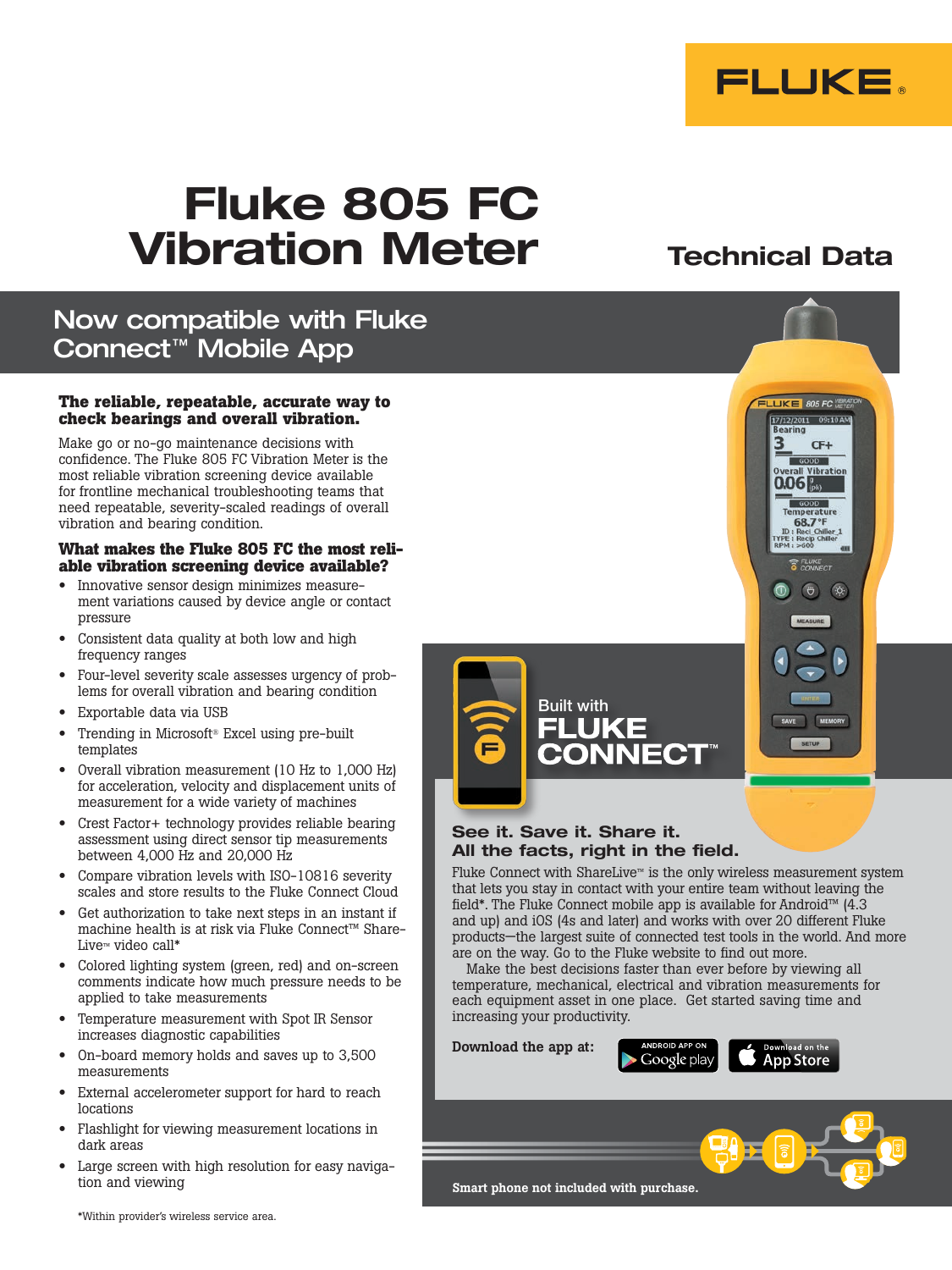# Fluke 805 FC Vibration Meter

## Technical Data

## Now compatible with Fluke Connect™ Mobile App

### The reliable, repeatable, accurate way to check bearings and overall vibration.

Make go or no-go maintenance decisions with confidence. The Fluke 805 FC Vibration Meter is the most reliable vibration screening device available for frontline mechanical troubleshooting teams that need repeatable, severity-scaled readings of overall vibration and bearing condition.

### What makes the Fluke 805 FC the most reliable vibration screening device available?

- Innovative sensor design minimizes measurement variations caused by device angle or contact pressure
- Consistent data quality at both low and high frequency ranges
- Four-level severity scale assesses urgency of problems for overall vibration and bearing condition
- Exportable data via USB
- Trending in Microsoft® Excel using pre-built templates
- Overall vibration measurement (10 Hz to 1,000 Hz) for acceleration, velocity and displacement units of measurement for a wide variety of machines
- Crest Factor+ technology provides reliable bearing assessment using direct sensor tip measurements between 4,000 Hz and 20,000 Hz
- Compare vibration levels with ISO-10816 severity scales and store results to the Fluke Connect Cloud
- Get authorization to take next steps in an instant if machine health is at risk via Fluke Connect™ ShareLive™ video call*
- Colored lighting system (green, red) and on-screen comments indicate how much pressure needs to be applied to take measurements
- Temperature measurement with Spot IR Sensor increases diagnostic capabilities
- On-board memory holds and saves up to 3,500 measurements
- External accelerometer support for hard to reach locations
- Flashlight for viewing measurement locations in dark areas
- Large screen with high resolution for easy navigation and viewing

*Within provider's wireless service area.

Built with **FLUKE CONNECT™**

### See it. Save it. Share it. All the facts, right in the field.

Fluke Connect with ShareLive™ is the only wireless measurement system that lets you stay in contact with your entire team without leaving the field*. The Fluke Connect mobile app is available for Android™ (4.3 and up) and iOS (4s and later) and works with over 20 different Fluke products—the largest suite of connected test tools in the world. And more are on the way. Go to the Fluke website to find out more.

Make the best decisions faster than ever before by viewing all temperature, mechanical, electrical and vibration measurements for each equipment asset in one place. Get started saving time and increasing your productivity.

**Download the app at:** ANDROID APP ON Google play | Download on the App Store

**Smart phone not included with purchase.**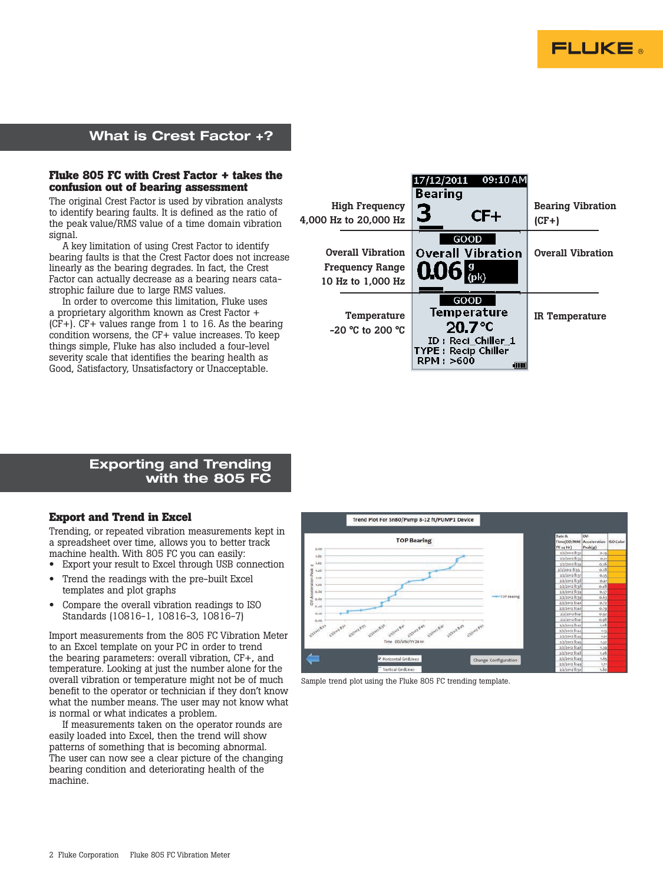## What is Crest Factor +?

### Fluke 805 FC with Crest Factor + takes the confusion out of bearing assessment

The original Crest Factor is used by vibration analysts to identify bearing faults. It is defined as the ratio of the peak value/RMS value of a time domain vibration signal.

A key limitation of using Crest Factor to identify bearing faults is that the Crest Factor does not increase linearly as the bearing degrades. In fact, the Crest Factor can actually decrease as a bearing nears catastrophic failure due to large RMS values.

In order to overcome this limitation, Fluke uses a proprietary algorithm known as Crest Factor + (CF+). CF+ values range from 1 to 16. As the bearing condition worsens, the CF+ value increases. To keep things simple, Fluke has also included a four-level severity scale that identifies the bearing health as Good, Satisfactory, Unsatisfactory or Unacceptable.

High Frequency
4,000 Hz to 20,000 Hz

Overall Vibration
Frequency Range
10 Hz to 1,000 Hz

Temperature
-20 °C to 200 °C

17/12/2011 09:10 AM
Bearing
3 CF+
GOOD
Overall Vibration
0.06 g (pk)
GOOD
Temperature
20.7 °C
ID : Reci_Chiller_1
TYPE : Recip Chiller
RPM : >600

Bearing Vibration (CF+)

Overall Vibration

IR Temperature

## Exporting and Trending with the 805 FC

### Export and Trend in Excel

Trending, or repeated vibration measurements kept in a spreadsheet over time, allows you to better track machine health. With 805 FC you can easily:

- Export your result to Excel through USB connection
- Trend the readings with the pre-built Excel templates and plot graphs
- Compare the overall vibration readings to ISO Standards (10816-1, 10816-3, 10816-7)

Import measurements from the 805 FC Vibration Meter to an Excel template on your PC in order to trend the bearing parameters: overall vibration, CF+, and temperature. Looking at just the number alone for the overall vibration or temperature might not be of much benefit to the operator or technician if they don't know what the number means. The user may not know what is normal or what indicates a problem.

If measurements taken on the operator rounds are easily loaded into Excel, then the trend will show patterns of something that is becoming abnormal. The user can now see a clear picture of the changing bearing condition and deteriorating health of the machine.

Sample trend plot using the Fluke 805 FC trending template.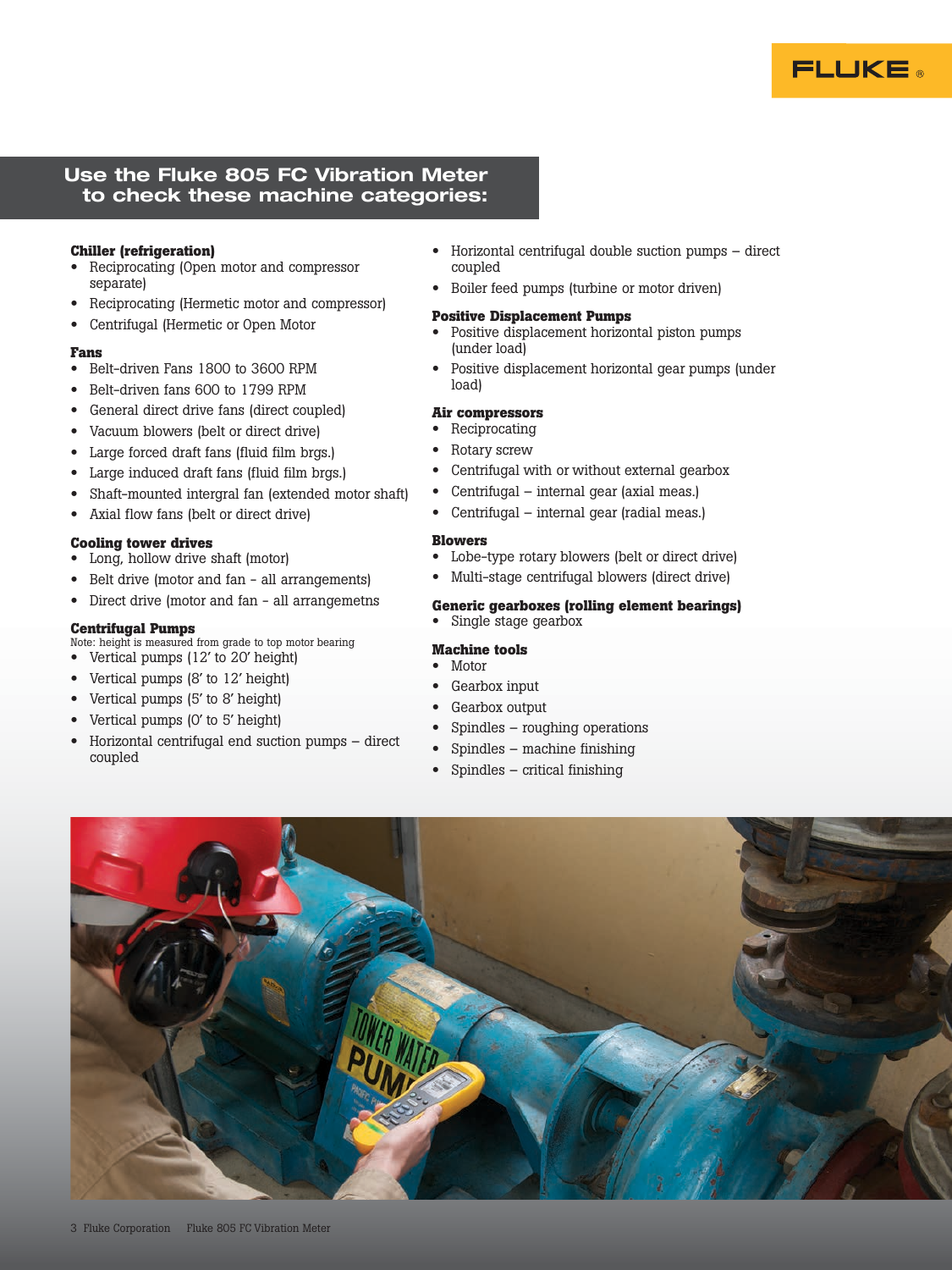## Use the Fluke 805 FC Vibration Meter to check these machine categories:

**Chiller (refrigeration)**
- Reciprocating (Open motor and compressor separate)
- Reciprocating (Hermetic motor and compressor)
- Centrifugal (Hermetic or Open Motor

**Fans**
- Belt-driven Fans 1800 to 3600 RPM
- Belt-driven fans 600 to 1799 RPM
- General direct drive fans (direct coupled)
- Vacuum blowers (belt or direct drive)
- Large forced draft fans (fluid film brgs.)
- Large induced draft fans (fluid film brgs.)
- Shaft-mounted intergral fan (extended motor shaft)
- Axial flow fans (belt or direct drive)

**Cooling tower drives**
- Long, hollow drive shaft (motor)
- Belt drive (motor and fan - all arrangements)
- Direct drive (motor and fan - all arrangemetns

**Centrifugal Pumps**

Note: height is measured from grade to top motor bearing
- Vertical pumps (12' to 20' height)
- Vertical pumps (8' to 12' height)
- Vertical pumps (5' to 8' height)
- Vertical pumps (0' to 5' height)
- Horizontal centrifugal end suction pumps – direct coupled
- Horizontal centrifugal double suction pumps – direct coupled
- Boiler feed pumps (turbine or motor driven)

**Positive Displacement Pumps**
- Positive displacement horizontal piston pumps (under load)
- Positive displacement horizontal gear pumps (under load)

**Air compressors**
- Reciprocating
- Rotary screw
- Centrifugal with or without external gearbox
- Centrifugal – internal gear (axial meas.)
- Centrifugal – internal gear (radial meas.)

**Blowers**
- Lobe-type rotary blowers (belt or direct drive)
- Multi-stage centrifugal blowers (direct drive)

**Generic gearboxes (rolling element bearings)**
- Single stage gearbox

**Machine tools**
- Motor
- Gearbox input
- Gearbox output
- Spindles – roughing operations
- Spindles – machine finishing
- Spindles – critical finishing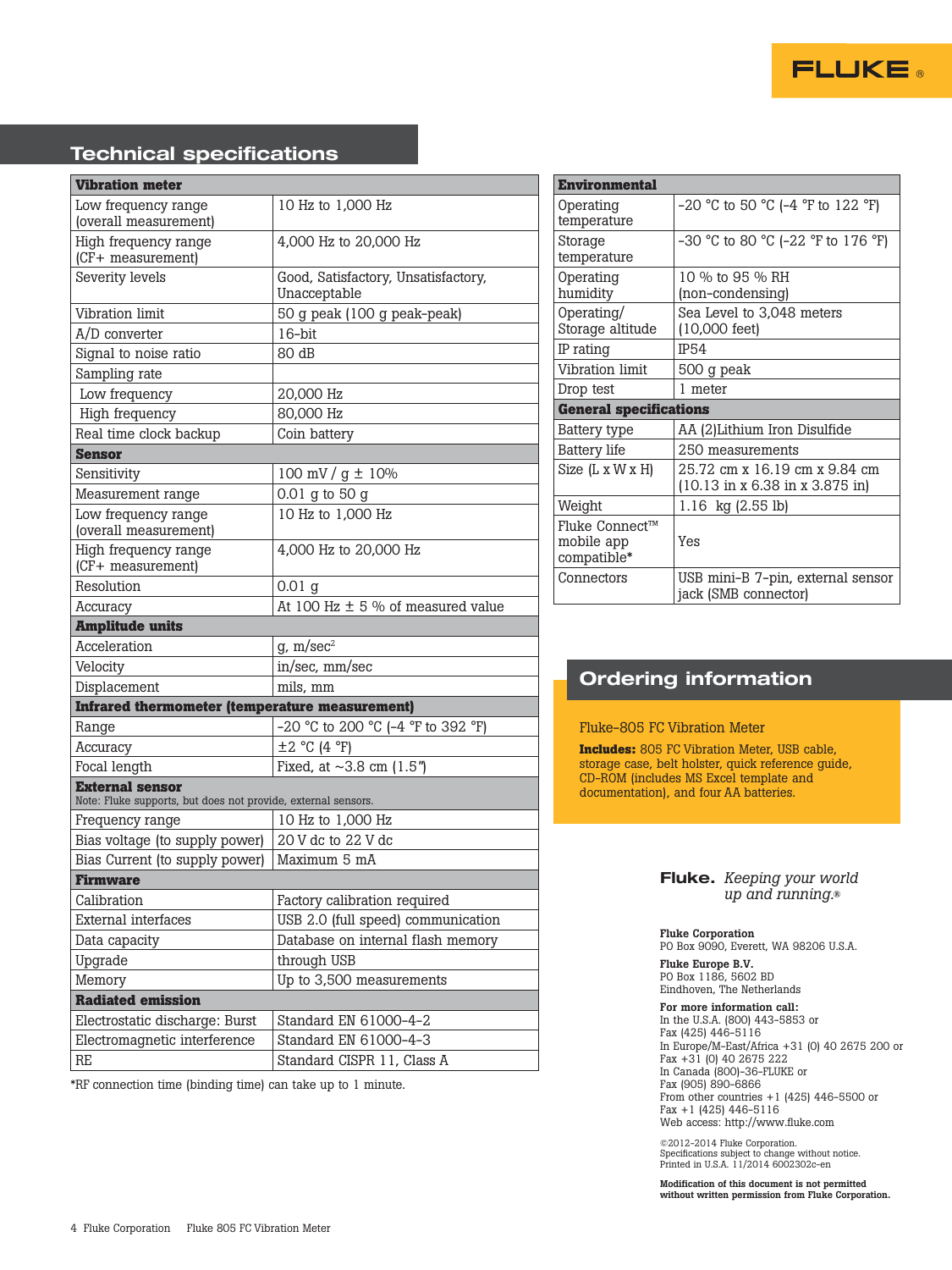# Technical specifications

| | |
|---|---|
| **Vibration meter** | |
| Low frequency range (overall measurement) | 10 Hz to 1,000 Hz |
| High frequency range (CF+ measurement) | 4,000 Hz to 20,000 Hz |
| Severity levels | Good, Satisfactory, Unsatisfactory, Unacceptable |
| Vibration limit | 50 g peak (100 g peak-peak) |
| A/D converter | 16-bit |
| Signal to noise ratio | 80 dB |
| Sampling rate | |
| Low frequency | 20,000 Hz |
| High frequency | 80,000 Hz |
| Real time clock backup | Coin battery |
| **Sensor** | |
| Sensitivity | 100 mV / g ± 10% |
| Measurement range | 0.01 g to 50 g |
| Low frequency range (overall measurement) | 10 Hz to 1,000 Hz |
| High frequency range (CF+ measurement) | 4,000 Hz to 20,000 Hz |
| Resolution | 0.01 g |
| Accuracy | At 100 Hz ± 5 % of measured value |
| **Amplitude units** | |
| Acceleration | g, m/sec$^2$ |
| Velocity | in/sec, mm/sec |
| Displacement | mils, mm |
| **Infrared thermometer (temperature measurement)** | |
| Range | -20 °C to 200 °C (-4 °F to 392 °F) |
| Accuracy | ±2 °C (4 °F) |
| Focal length | Fixed, at ~3.8 cm (1.5") |
| **External sensor** Note: Fluke supports, but does not provide, external sensors. | |
| Frequency range | 10 Hz to 1,000 Hz |
| Bias voltage (to supply power) | 20 V dc to 22 V dc |
| Bias Current (to supply power) | Maximum 5 mA |
| **Firmware** | |
| Calibration | Factory calibration required |
| External interfaces | USB 2.0 (full speed) communication |
| Data capacity | Database on internal flash memory |
| Upgrade | through USB |
| Memory | Up to 3,500 measurements |
| **Radiated emission** | |
| Electrostatic discharge: Burst | Standard EN 61000-4-2 |
| Electromagnetic interference | Standard EN 61000-4-3 |
| RE | Standard CISPR 11, Class A |

*RF connection time (binding time) can take up to 1 minute.

| | |
|---|---|
| **Environmental** | |
| Operating temperature | -20 °C to 50 °C (-4 °F to 122 °F) |
| Storage temperature | -30 °C to 80 °C (-22 °F to 176 °F) |
| Operating humidity | 10 % to 95 % RH (non-condensing) |
| Operating/ Storage altitude | Sea Level to 3,048 meters (10,000 feet) |
| IP rating | IP54 |
| Vibration limit | 500 g peak |
| Drop test | 1 meter |
| **General specifications** | |
| Battery type | AA (2)Lithium Iron Disulfide |
| Battery life | 250 measurements |
| Size (L x W x H) | 25.72 cm x 16.19 cm x 9.84 cm (10.13 in x 6.38 in x 3.875 in) |
| Weight | 1.16 kg (2.55 lb) |
| Fluke Connect™ mobile app compatible* | Yes |
| Connectors | USB mini-B 7-pin, external sensor jack (SMB connector) |

# Ordering information

Fluke-805 FC Vibration Meter

**Includes:** 805 FC Vibration Meter, USB cable, storage case, belt holster, quick reference guide, CD-ROM (includes MS Excel template and documentation), and four AA batteries.

**Fluke.** *Keeping your world up and running.®*

**Fluke Corporation**
PO Box 9090, Everett, WA 98206 U.S.A.

**Fluke Europe B.V.**
PO Box 1186, 5602 BD
Eindhoven, The Netherlands

**For more information call:**
In the U.S.A. (800) 443-5853 or
Fax (425) 446-5116
In Europe/M-East/Africa +31 (0) 40 2675 200 or
Fax +31 (0) 40 2675 222
In Canada (800)-36-FLUKE or
Fax (905) 890-6866
From other countries +1 (425) 446-5500 or
Fax +1 (425) 446-5116
Web access: http://www.fluke.com

©2012-2014 Fluke Corporation.
Specifications subject to change without notice.
Printed in U.S.A. 11/2014 6002302c-en

**Modification of this document is not permitted without written permission from Fluke Corporation.**